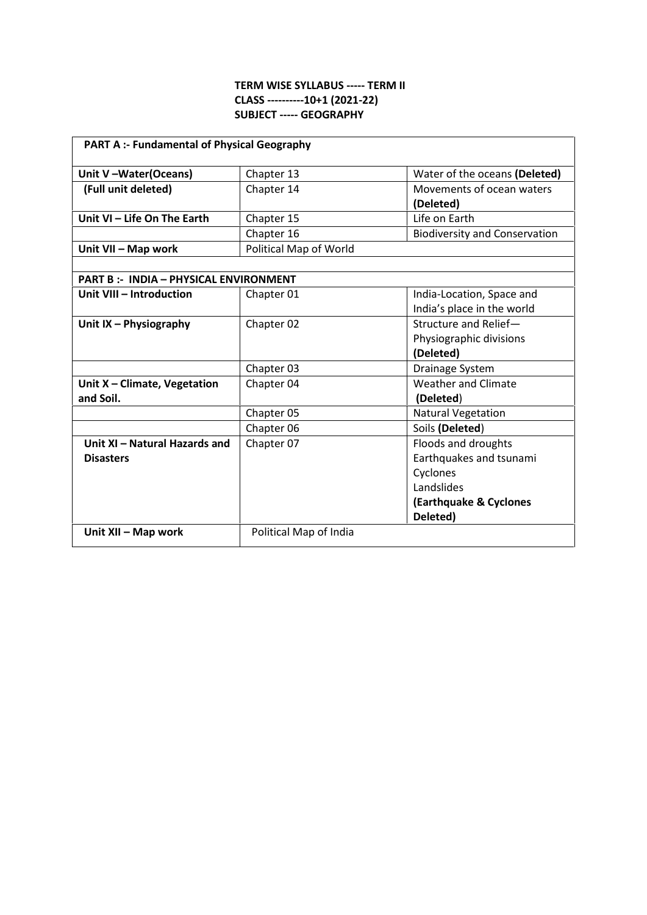**TERM WISE SYLLABUS ----- TERM II**
**CLASS ----------10+1 (2021-22)**
**SUBJECT ----- GEOGRAPHY**

| **PART A :- Fundamental of Physical Geography** | | |
|---|---|---|
| **Unit V –Water(Oceans)** | Chapter 13 | Water of the oceans **(Deleted)** |
| **(Full unit deleted)** | Chapter 14 | Movements of ocean waters **(Deleted)** |
| **Unit VI – Life On The Earth** | Chapter 15 | Life on Earth |
| | Chapter 16 | Biodiversity and Conservation |
| **Unit VII – Map work** | Political Map of World | |
| | | |
| **PART B :- INDIA – PHYSICAL ENVIRONMENT** | | |
| **Unit VIII – Introduction** | Chapter 01 | India-Location, Space and India's place in the world |
| **Unit IX – Physiography** | Chapter 02 | Structure and Relief—Physiographic divisions **(Deleted)** |
| | Chapter 03 | Drainage System |
| **Unit X – Climate, Vegetation and Soil.** | Chapter 04 | Weather and Climate **(Deleted)** |
| | Chapter 05 | Natural Vegetation |
| | Chapter 06 | Soils **(Deleted)** |
| **Unit XI – Natural Hazards and Disasters** | Chapter 07 | Floods and droughts<br>Earthquakes and tsunami<br>Cyclones<br>Landslides<br>**(Earthquake & Cyclones Deleted)** |
| **Unit XII – Map work** | Political Map of India | |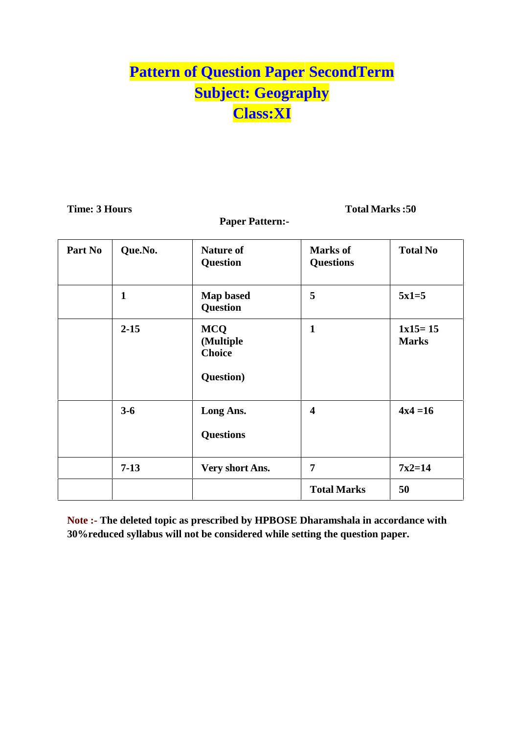# Pattern of Question Paper SecondTerm
# Subject: Geography
# Class:XI

**Time: 3 Hours** **Total Marks :50**

**Paper Pattern:-**

| Part No | Que.No. | Nature of Question | Marks of Questions | Total No |
|---|---|---|---|---|
| | 1 | Map based Question | 5 | 5x1=5 |
| | 2-15 | MCQ (Multiple Choice Question) | 1 | 1x15= 15 Marks |
| | 3-6 | Long Ans. Questions | 4 | 4x4 =16 |
| | 7-13 | Very short Ans. | 7 | 7x2=14 |
| | | | Total Marks | 50 |

**Note :- The deleted topic as prescribed by HPBOSE Dharamshala in accordance with 30%reduced syllabus will not be considered while setting the question paper.**